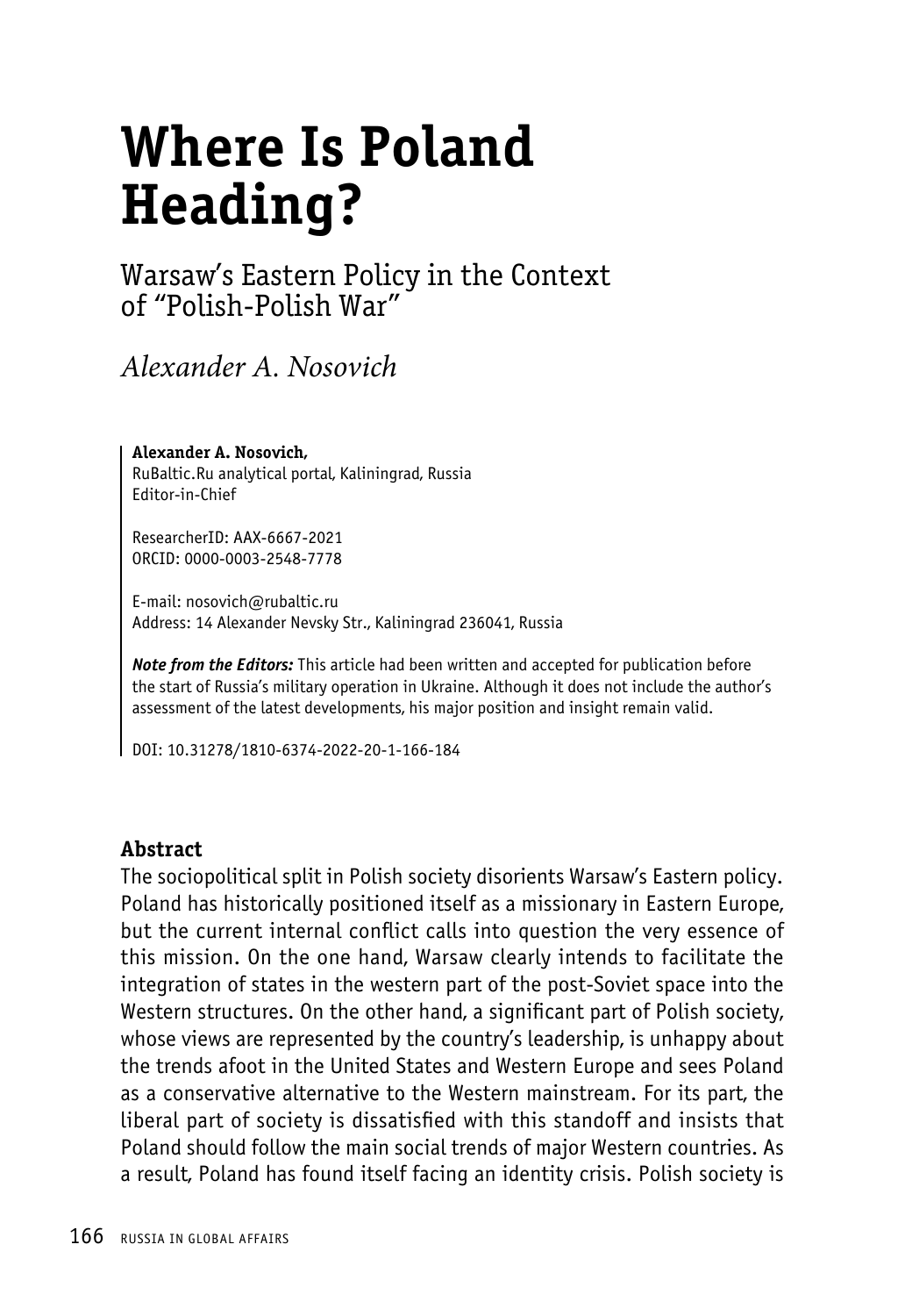# Where Is Poland Heading?

## Warsaw's Eastern Policy in the Context of "Polish-Polish War"

*Alexander A. Nosovich*

**Alexander A. Nosovich,**
RuBaltic.Ru analytical portal, Kaliningrad, Russia
Editor-in-Chief

ResearcherID: AAX-6667-2021
ORCID: 0000-0003-2548-7778

E-mail: nosovich@rubaltic.ru
Address: 14 Alexander Nevsky Str., Kaliningrad 236041, Russia

***Note from the Editors:*** This article had been written and accepted for publication before the start of Russia's military operation in Ukraine. Although it does not include the author's assessment of the latest developments, his major position and insight remain valid.

DOI: 10.31278/1810-6374-2022-20-1-166-184

### Abstract

The sociopolitical split in Polish society disorients Warsaw's Eastern policy. Poland has historically positioned itself as a missionary in Eastern Europe, but the current internal conflict calls into question the very essence of this mission. On the one hand, Warsaw clearly intends to facilitate the integration of states in the western part of the post-Soviet space into the Western structures. On the other hand, a significant part of Polish society, whose views are represented by the country's leadership, is unhappy about the trends afoot in the United States and Western Europe and sees Poland as a conservative alternative to the Western mainstream. For its part, the liberal part of society is dissatisfied with this standoff and insists that Poland should follow the main social trends of major Western countries. As a result, Poland has found itself facing an identity crisis. Polish society is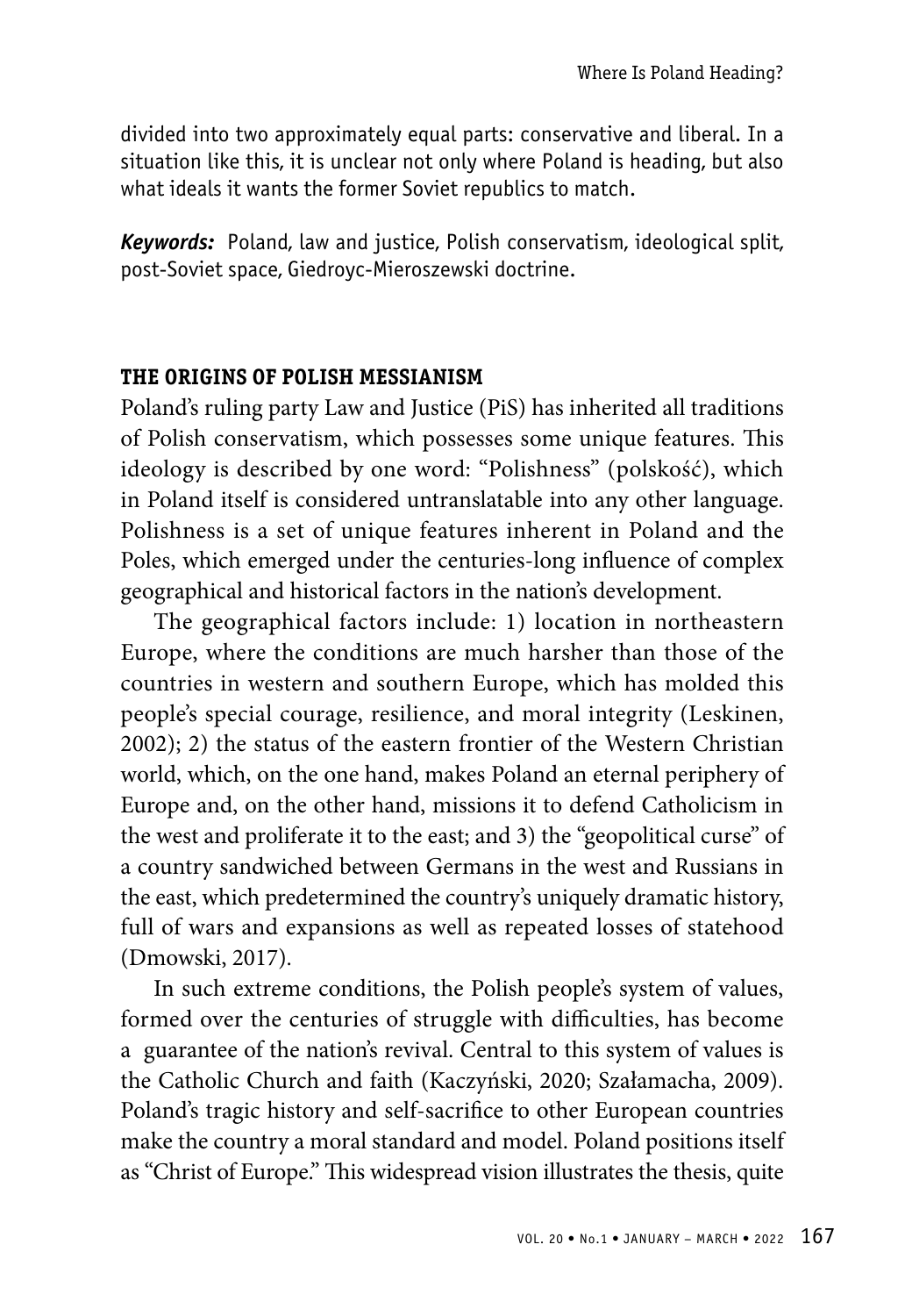divided into two approximately equal parts: conservative and liberal. In a situation like this, it is unclear not only where Poland is heading, but also what ideals it wants the former Soviet republics to match.

***Keywords:*** Poland, law and justice, Polish conservatism, ideological split, post-Soviet space, Giedroyc-Mieroszewski doctrine.

## THE ORIGINS OF POLISH MESSIANISM

Poland's ruling party Law and Justice (PiS) has inherited all traditions of Polish conservatism, which possesses some unique features. This ideology is described by one word: "Polishness" (polskość), which in Poland itself is considered untranslatable into any other language. Polishness is a set of unique features inherent in Poland and the Poles, which emerged under the centuries-long influence of complex geographical and historical factors in the nation's development.

The geographical factors include: 1) location in northeastern Europe, where the conditions are much harsher than those of the countries in western and southern Europe, which has molded this people's special courage, resilience, and moral integrity (Leskinen, 2002); 2) the status of the eastern frontier of the Western Christian world, which, on the one hand, makes Poland an eternal periphery of Europe and, on the other hand, missions it to defend Catholicism in the west and proliferate it to the east; and 3) the "geopolitical curse" of a country sandwiched between Germans in the west and Russians in the east, which predetermined the country's uniquely dramatic history, full of wars and expansions as well as repeated losses of statehood (Dmowski, 2017).

In such extreme conditions, the Polish people's system of values, formed over the centuries of struggle with difficulties, has become a guarantee of the nation's revival. Central to this system of values is the Catholic Church and faith (Kaczyński, 2020; Szałamacha, 2009). Poland's tragic history and self-sacrifice to other European countries make the country a moral standard and model. Poland positions itself as "Christ of Europe." This widespread vision illustrates the thesis, quite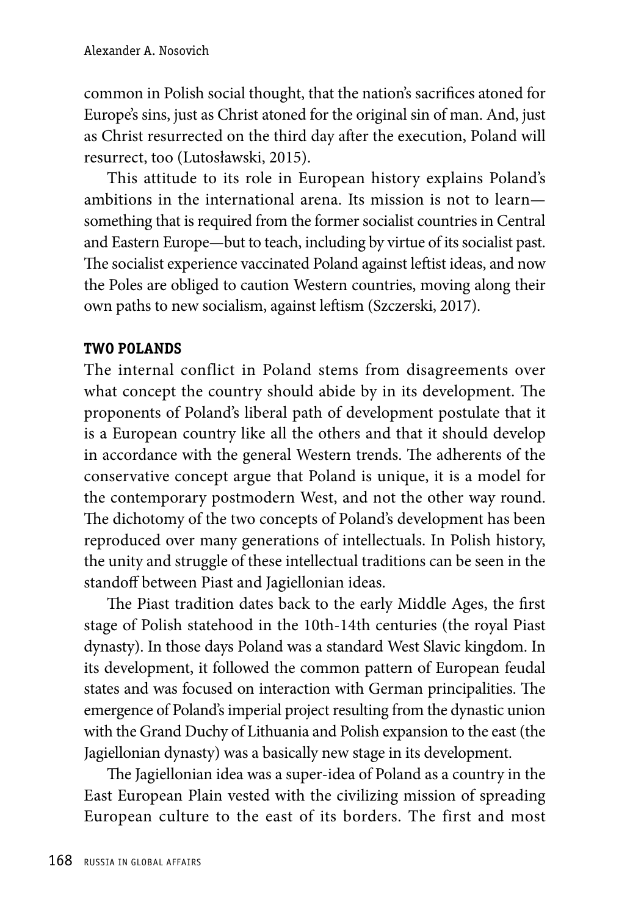common in Polish social thought, that the nation's sacrifices atoned for Europe's sins, just as Christ atoned for the original sin of man. And, just as Christ resurrected on the third day after the execution, Poland will resurrect, too (Lutosławski, 2015).

This attitude to its role in European history explains Poland's ambitions in the international arena. Its mission is not to learn—something that is required from the former socialist countries in Central and Eastern Europe—but to teach, including by virtue of its socialist past. The socialist experience vaccinated Poland against leftist ideas, and now the Poles are obliged to caution Western countries, moving along their own paths to new socialism, against leftism (Szczerski, 2017).

## TWO POLANDS

The internal conflict in Poland stems from disagreements over what concept the country should abide by in its development. The proponents of Poland's liberal path of development postulate that it is a European country like all the others and that it should develop in accordance with the general Western trends. The adherents of the conservative concept argue that Poland is unique, it is a model for the contemporary postmodern West, and not the other way round. The dichotomy of the two concepts of Poland's development has been reproduced over many generations of intellectuals. In Polish history, the unity and struggle of these intellectual traditions can be seen in the standoff between Piast and Jagiellonian ideas.

The Piast tradition dates back to the early Middle Ages, the first stage of Polish statehood in the 10th-14th centuries (the royal Piast dynasty). In those days Poland was a standard West Slavic kingdom. In its development, it followed the common pattern of European feudal states and was focused on interaction with German principalities. The emergence of Poland's imperial project resulting from the dynastic union with the Grand Duchy of Lithuania and Polish expansion to the east (the Jagiellonian dynasty) was a basically new stage in its development.

The Jagiellonian idea was a super-idea of Poland as a country in the East European Plain vested with the civilizing mission of spreading European culture to the east of its borders. The first and most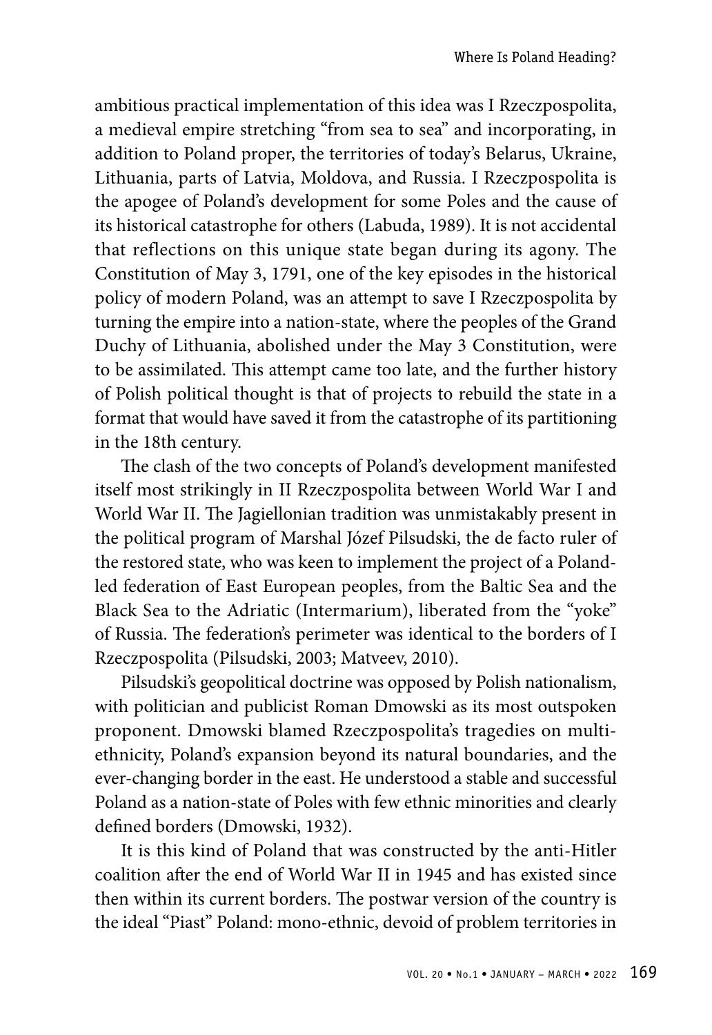ambitious practical implementation of this idea was I Rzeczpospolita, a medieval empire stretching "from sea to sea" and incorporating, in addition to Poland proper, the territories of today's Belarus, Ukraine, Lithuania, parts of Latvia, Moldova, and Russia. I Rzeczpospolita is the apogee of Poland's development for some Poles and the cause of its historical catastrophe for others (Labuda, 1989). It is not accidental that reflections on this unique state began during its agony. The Constitution of May 3, 1791, one of the key episodes in the historical policy of modern Poland, was an attempt to save I Rzeczpospolita by turning the empire into a nation-state, where the peoples of the Grand Duchy of Lithuania, abolished under the May 3 Constitution, were to be assimilated. This attempt came too late, and the further history of Polish political thought is that of projects to rebuild the state in a format that would have saved it from the catastrophe of its partitioning in the 18th century.

The clash of the two concepts of Poland's development manifested itself most strikingly in II Rzeczpospolita between World War I and World War II. The Jagiellonian tradition was unmistakably present in the political program of Marshal Józef Pilsudski, the de facto ruler of the restored state, who was keen to implement the project of a Poland-led federation of East European peoples, from the Baltic Sea and the Black Sea to the Adriatic (Intermarium), liberated from the "yoke" of Russia. The federation's perimeter was identical to the borders of I Rzeczpospolita (Pilsudski, 2003; Matveev, 2010).

Pilsudski's geopolitical doctrine was opposed by Polish nationalism, with politician and publicist Roman Dmowski as its most outspoken proponent. Dmowski blamed Rzeczpospolita's tragedies on multi-ethnicity, Poland's expansion beyond its natural boundaries, and the ever-changing border in the east. He understood a stable and successful Poland as a nation-state of Poles with few ethnic minorities and clearly defined borders (Dmowski, 1932).

It is this kind of Poland that was constructed by the anti-Hitler coalition after the end of World War II in 1945 and has existed since then within its current borders. The postwar version of the country is the ideal "Piast" Poland: mono-ethnic, devoid of problem territories in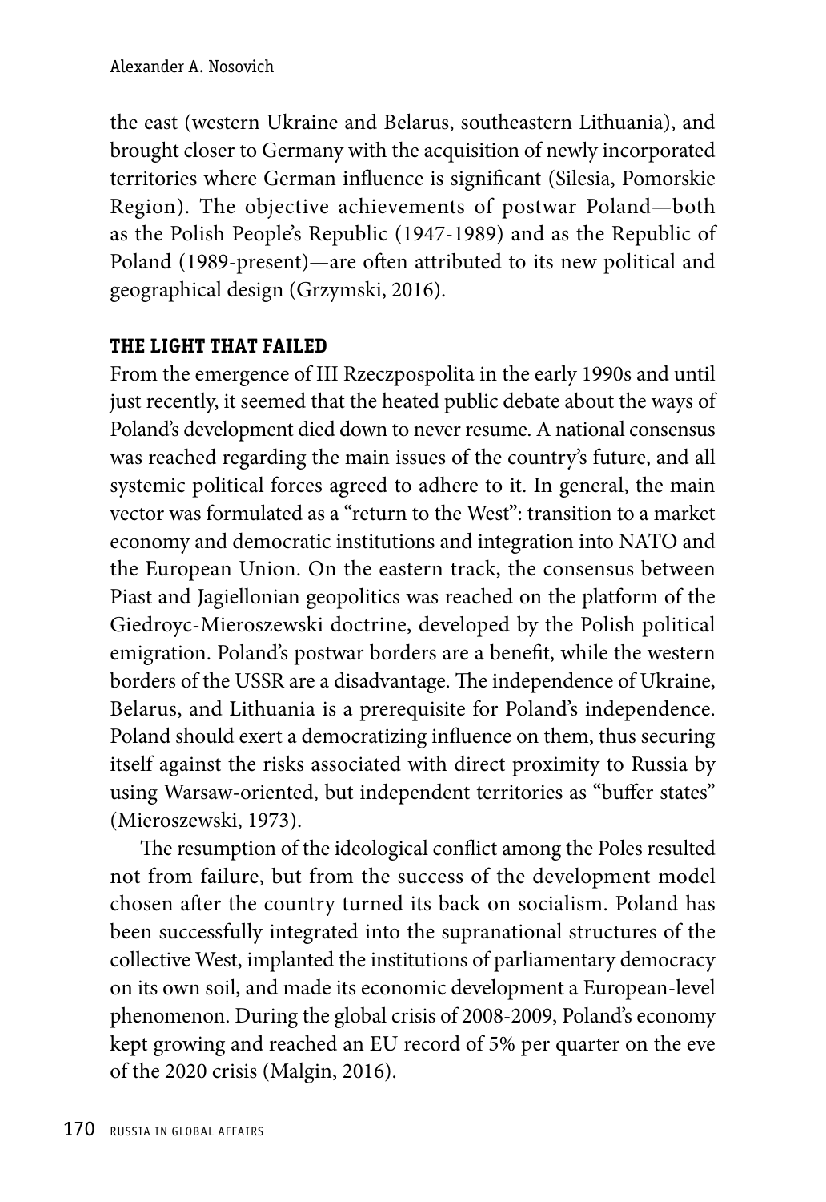the east (western Ukraine and Belarus, southeastern Lithuania), and brought closer to Germany with the acquisition of newly incorporated territories where German influence is significant (Silesia, Pomorskie Region). The objective achievements of postwar Poland—both as the Polish People's Republic (1947-1989) and as the Republic of Poland (1989-present)—are often attributed to its new political and geographical design (Grzymski, 2016).

## THE LIGHT THAT FAILED

From the emergence of III Rzeczpospolita in the early 1990s and until just recently, it seemed that the heated public debate about the ways of Poland's development died down to never resume. A national consensus was reached regarding the main issues of the country's future, and all systemic political forces agreed to adhere to it. In general, the main vector was formulated as a "return to the West": transition to a market economy and democratic institutions and integration into NATO and the European Union. On the eastern track, the consensus between Piast and Jagiellonian geopolitics was reached on the platform of the Giedroyc-Mieroszewski doctrine, developed by the Polish political emigration. Poland's postwar borders are a benefit, while the western borders of the USSR are a disadvantage. The independence of Ukraine, Belarus, and Lithuania is a prerequisite for Poland's independence. Poland should exert a democratizing influence on them, thus securing itself against the risks associated with direct proximity to Russia by using Warsaw-oriented, but independent territories as "buffer states" (Mieroszewski, 1973).

The resumption of the ideological conflict among the Poles resulted not from failure, but from the success of the development model chosen after the country turned its back on socialism. Poland has been successfully integrated into the supranational structures of the collective West, implanted the institutions of parliamentary democracy on its own soil, and made its economic development a European-level phenomenon. During the global crisis of 2008-2009, Poland's economy kept growing and reached an EU record of 5% per quarter on the eve of the 2020 crisis (Malgin, 2016).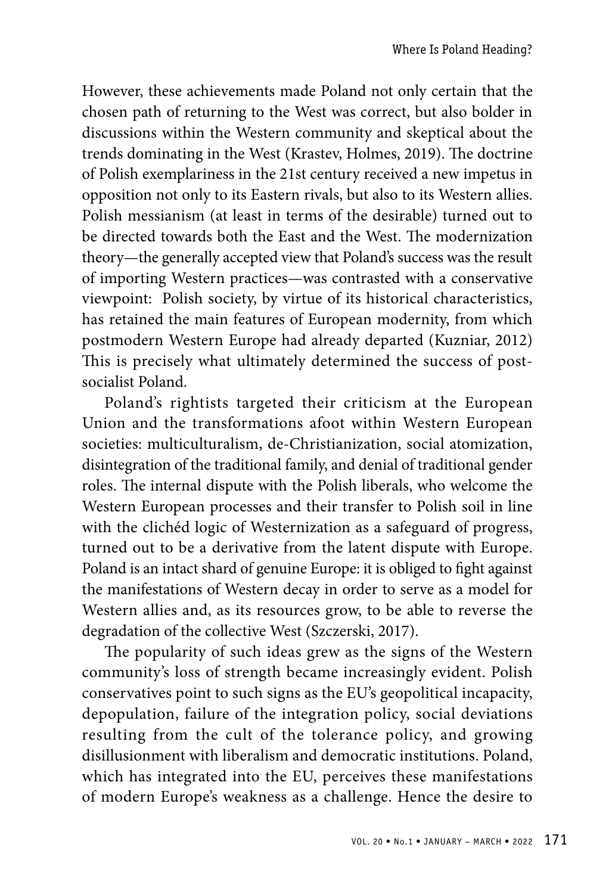However, these achievements made Poland not only certain that the chosen path of returning to the West was correct, but also bolder in discussions within the Western community and skeptical about the trends dominating in the West (Krastev, Holmes, 2019). The doctrine of Polish exemplariness in the 21st century received a new impetus in opposition not only to its Eastern rivals, but also to its Western allies. Polish messianism (at least in terms of the desirable) turned out to be directed towards both the East and the West. The modernization theory—the generally accepted view that Poland's success was the result of importing Western practices—was contrasted with a conservative viewpoint: Polish society, by virtue of its historical characteristics, has retained the main features of European modernity, from which postmodern Western Europe had already departed (Kuzniar, 2012) This is precisely what ultimately determined the success of post-socialist Poland.

Poland's rightists targeted their criticism at the European Union and the transformations afoot within Western European societies: multiculturalism, de-Christianization, social atomization, disintegration of the traditional family, and denial of traditional gender roles. The internal dispute with the Polish liberals, who welcome the Western European processes and their transfer to Polish soil in line with the clichéd logic of Westernization as a safeguard of progress, turned out to be a derivative from the latent dispute with Europe. Poland is an intact shard of genuine Europe: it is obliged to fight against the manifestations of Western decay in order to serve as a model for Western allies and, as its resources grow, to be able to reverse the degradation of the collective West (Szczerski, 2017).

The popularity of such ideas grew as the signs of the Western community's loss of strength became increasingly evident. Polish conservatives point to such signs as the EU's geopolitical incapacity, depopulation, failure of the integration policy, social deviations resulting from the cult of the tolerance policy, and growing disillusionment with liberalism and democratic institutions. Poland, which has integrated into the EU, perceives these manifestations of modern Europe's weakness as a challenge. Hence the desire to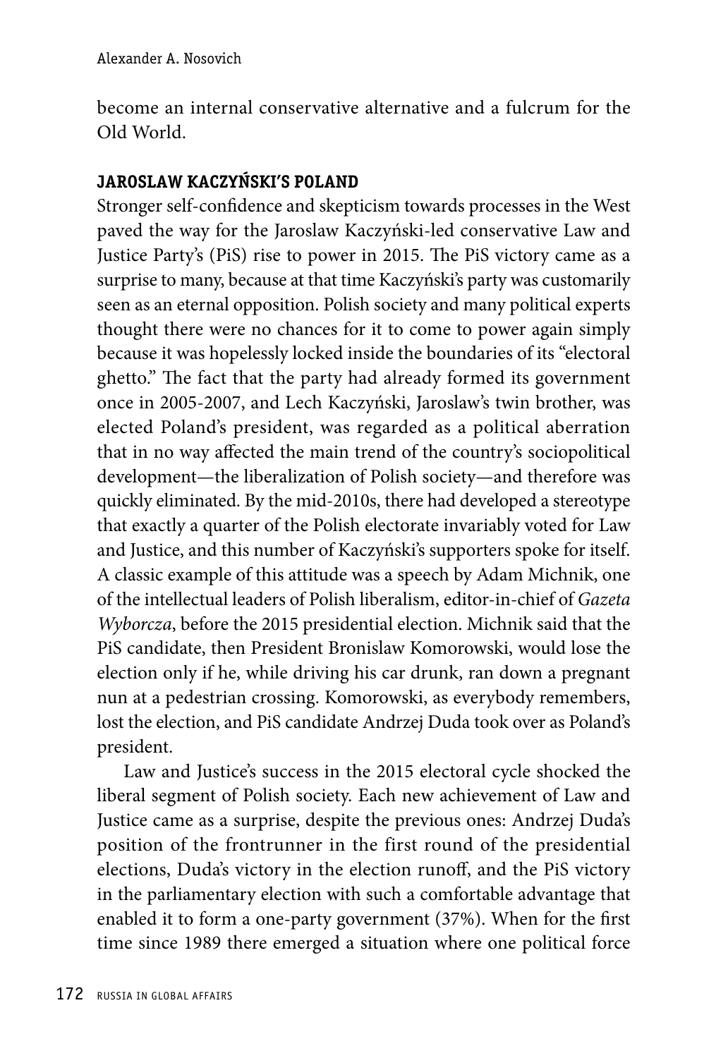become an internal conservative alternative and a fulcrum for the Old World.

## JAROSLAW KACZYŃSKI'S POLAND

Stronger self-confidence and skepticism towards processes in the West paved the way for the Jaroslaw Kaczyński-led conservative Law and Justice Party's (PiS) rise to power in 2015. The PiS victory came as a surprise to many, because at that time Kaczyński's party was customarily seen as an eternal opposition. Polish society and many political experts thought there were no chances for it to come to power again simply because it was hopelessly locked inside the boundaries of its "electoral ghetto." The fact that the party had already formed its government once in 2005-2007, and Lech Kaczyński, Jaroslaw's twin brother, was elected Poland's president, was regarded as a political aberration that in no way affected the main trend of the country's sociopolitical development—the liberalization of Polish society—and therefore was quickly eliminated. By the mid-2010s, there had developed a stereotype that exactly a quarter of the Polish electorate invariably voted for Law and Justice, and this number of Kaczyński's supporters spoke for itself. A classic example of this attitude was a speech by Adam Michnik, one of the intellectual leaders of Polish liberalism, editor-in-chief of *Gazeta Wyborcza*, before the 2015 presidential election. Michnik said that the PiS candidate, then President Bronislaw Komorowski, would lose the election only if he, while driving his car drunk, ran down a pregnant nun at a pedestrian crossing. Komorowski, as everybody remembers, lost the election, and PiS candidate Andrzej Duda took over as Poland's president.

Law and Justice's success in the 2015 electoral cycle shocked the liberal segment of Polish society. Each new achievement of Law and Justice came as a surprise, despite the previous ones: Andrzej Duda's position of the frontrunner in the first round of the presidential elections, Duda's victory in the election runoff, and the PiS victory in the parliamentary election with such a comfortable advantage that enabled it to form a one-party government (37%). When for the first time since 1989 there emerged a situation where one political force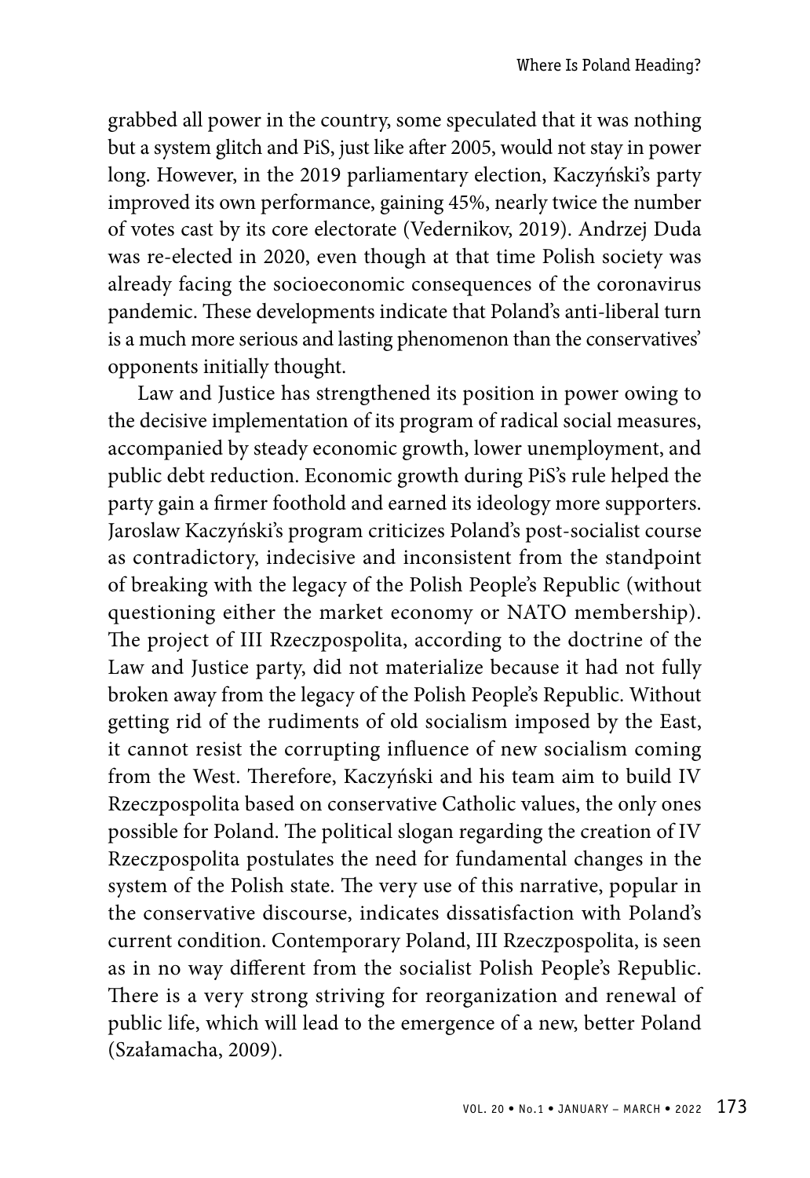grabbed all power in the country, some speculated that it was nothing but a system glitch and PiS, just like after 2005, would not stay in power long. However, in the 2019 parliamentary election, Kaczyński's party improved its own performance, gaining 45%, nearly twice the number of votes cast by its core electorate (Vedernikov, 2019). Andrzej Duda was re-elected in 2020, even though at that time Polish society was already facing the socioeconomic consequences of the coronavirus pandemic. These developments indicate that Poland's anti-liberal turn is a much more serious and lasting phenomenon than the conservatives' opponents initially thought.

Law and Justice has strengthened its position in power owing to the decisive implementation of its program of radical social measures, accompanied by steady economic growth, lower unemployment, and public debt reduction. Economic growth during PiS's rule helped the party gain a firmer foothold and earned its ideology more supporters. Jaroslaw Kaczyński's program criticizes Poland's post-socialist course as contradictory, indecisive and inconsistent from the standpoint of breaking with the legacy of the Polish People's Republic (without questioning either the market economy or NATO membership). The project of III Rzeczpospolita, according to the doctrine of the Law and Justice party, did not materialize because it had not fully broken away from the legacy of the Polish People's Republic. Without getting rid of the rudiments of old socialism imposed by the East, it cannot resist the corrupting influence of new socialism coming from the West. Therefore, Kaczyński and his team aim to build IV Rzeczpospolita based on conservative Catholic values, the only ones possible for Poland. The political slogan regarding the creation of IV Rzeczpospolita postulates the need for fundamental changes in the system of the Polish state. The very use of this narrative, popular in the conservative discourse, indicates dissatisfaction with Poland's current condition. Contemporary Poland, III Rzeczpospolita, is seen as in no way different from the socialist Polish People's Republic. There is a very strong striving for reorganization and renewal of public life, which will lead to the emergence of a new, better Poland (Szałamacha, 2009).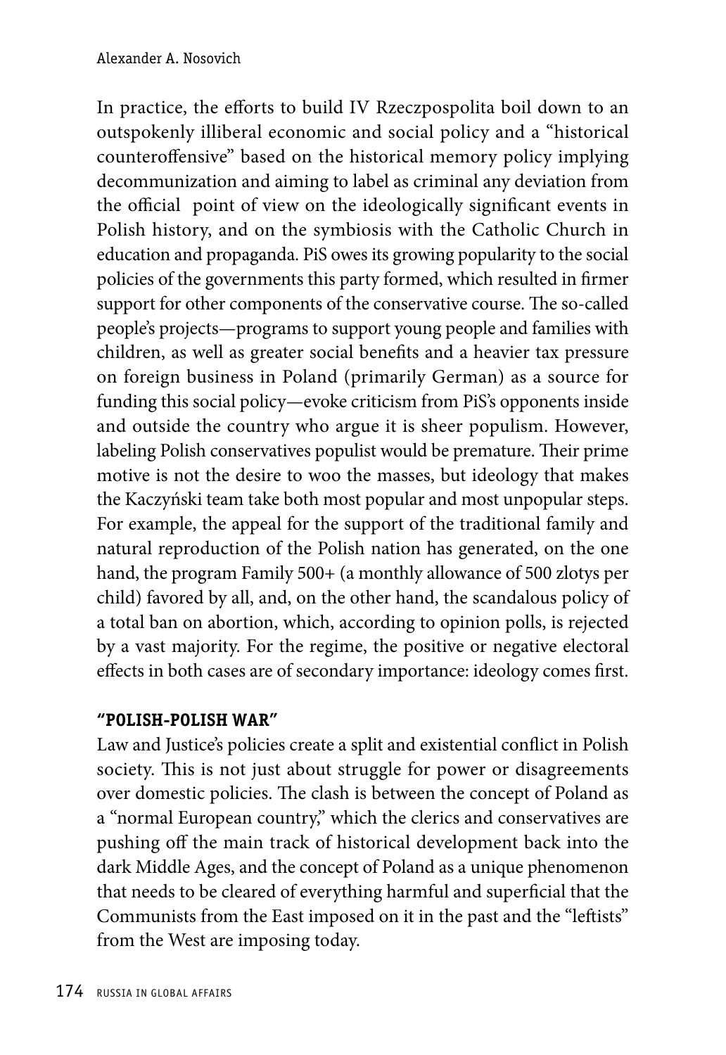In practice, the efforts to build IV Rzeczpospolita boil down to an outspokenly illiberal economic and social policy and a "historical counteroffensive" based on the historical memory policy implying decommunization and aiming to label as criminal any deviation from the official point of view on the ideologically significant events in Polish history, and on the symbiosis with the Catholic Church in education and propaganda. PiS owes its growing popularity to the social policies of the governments this party formed, which resulted in firmer support for other components of the conservative course. The so-called people's projects—programs to support young people and families with children, as well as greater social benefits and a heavier tax pressure on foreign business in Poland (primarily German) as a source for funding this social policy—evoke criticism from PiS's opponents inside and outside the country who argue it is sheer populism. However, labeling Polish conservatives populist would be premature. Their prime motive is not the desire to woo the masses, but ideology that makes the Kaczyński team take both most popular and most unpopular steps. For example, the appeal for the support of the traditional family and natural reproduction of the Polish nation has generated, on the one hand, the program Family 500+ (a monthly allowance of 500 zlotys per child) favored by all, and, on the other hand, the scandalous policy of a total ban on abortion, which, according to opinion polls, is rejected by a vast majority. For the regime, the positive or negative electoral effects in both cases are of secondary importance: ideology comes first.

## "POLISH-POLISH WAR"

Law and Justice's policies create a split and existential conflict in Polish society. This is not just about struggle for power or disagreements over domestic policies. The clash is between the concept of Poland as a "normal European country," which the clerics and conservatives are pushing off the main track of historical development back into the dark Middle Ages, and the concept of Poland as a unique phenomenon that needs to be cleared of everything harmful and superficial that the Communists from the East imposed on it in the past and the "leftists" from the West are imposing today.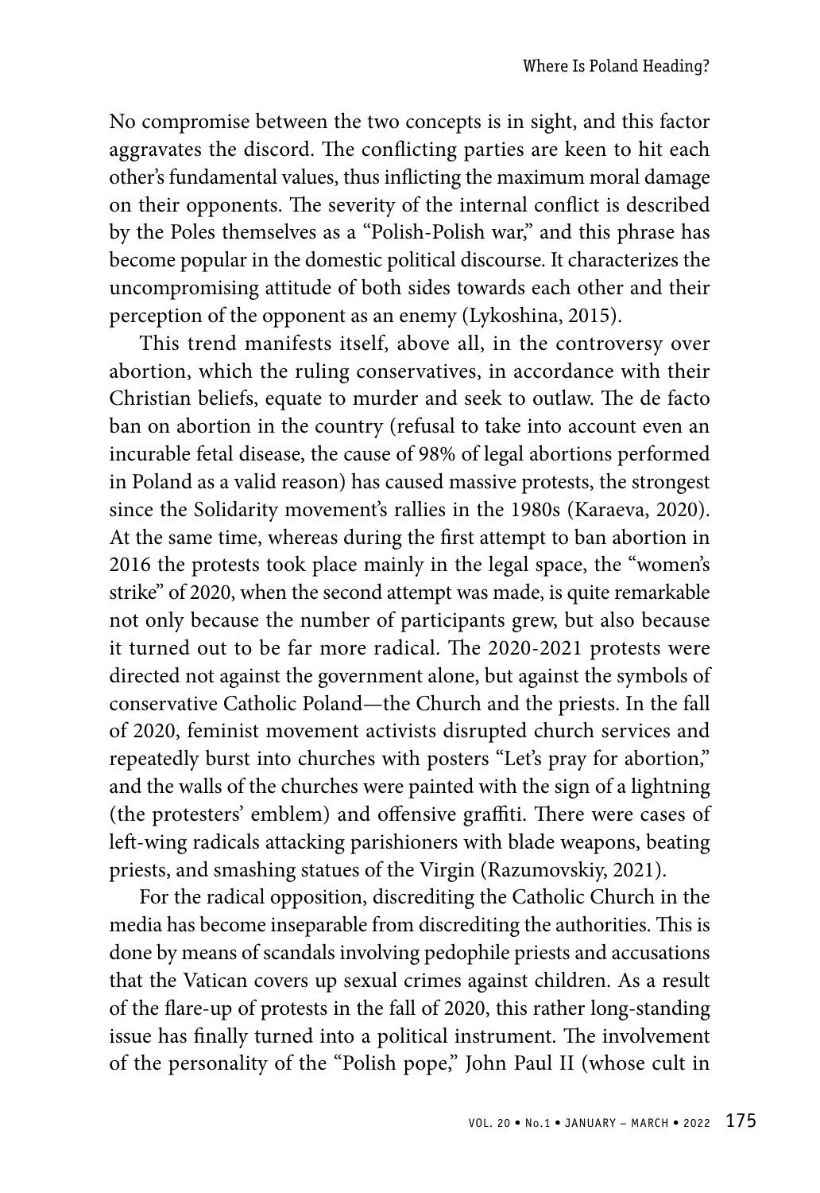No compromise between the two concepts is in sight, and this factor aggravates the discord. The conflicting parties are keen to hit each other's fundamental values, thus inflicting the maximum moral damage on their opponents. The severity of the internal conflict is described by the Poles themselves as a "Polish-Polish war," and this phrase has become popular in the domestic political discourse. It characterizes the uncompromising attitude of both sides towards each other and their perception of the opponent as an enemy (Lykoshina, 2015).

This trend manifests itself, above all, in the controversy over abortion, which the ruling conservatives, in accordance with their Christian beliefs, equate to murder and seek to outlaw. The de facto ban on abortion in the country (refusal to take into account even an incurable fetal disease, the cause of 98% of legal abortions performed in Poland as a valid reason) has caused massive protests, the strongest since the Solidarity movement's rallies in the 1980s (Karaeva, 2020). At the same time, whereas during the first attempt to ban abortion in 2016 the protests took place mainly in the legal space, the "women's strike" of 2020, when the second attempt was made, is quite remarkable not only because the number of participants grew, but also because it turned out to be far more radical. The 2020-2021 protests were directed not against the government alone, but against the symbols of conservative Catholic Poland—the Church and the priests. In the fall of 2020, feminist movement activists disrupted church services and repeatedly burst into churches with posters "Let's pray for abortion," and the walls of the churches were painted with the sign of a lightning (the protesters' emblem) and offensive graffiti. There were cases of left-wing radicals attacking parishioners with blade weapons, beating priests, and smashing statues of the Virgin (Razumovskiy, 2021).

For the radical opposition, discrediting the Catholic Church in the media has become inseparable from discrediting the authorities. This is done by means of scandals involving pedophile priests and accusations that the Vatican covers up sexual crimes against children. As a result of the flare-up of protests in the fall of 2020, this rather long-standing issue has finally turned into a political instrument. The involvement of the personality of the "Polish pope," John Paul II (whose cult in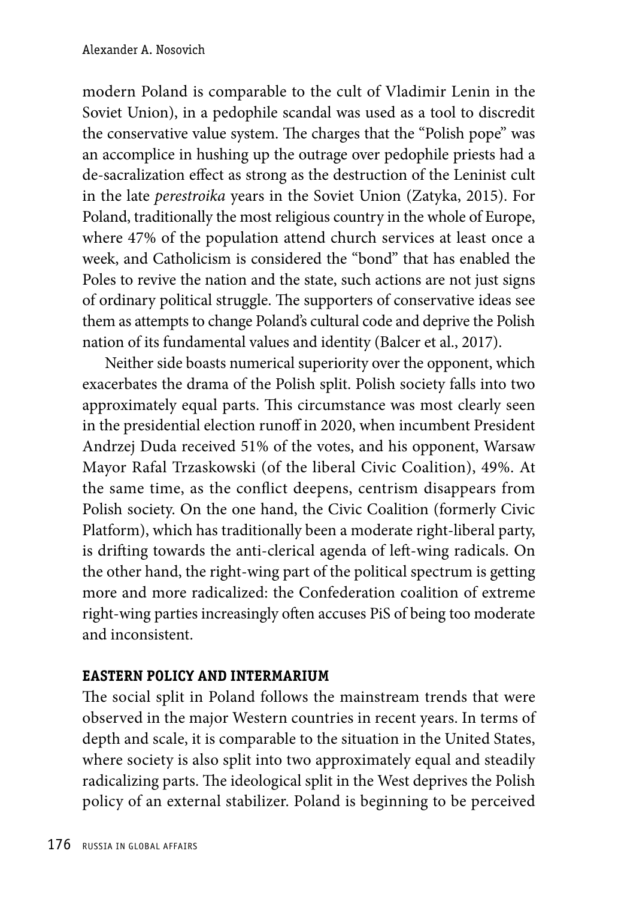modern Poland is comparable to the cult of Vladimir Lenin in the Soviet Union), in a pedophile scandal was used as a tool to discredit the conservative value system. The charges that the "Polish pope" was an accomplice in hushing up the outrage over pedophile priests had a de-sacralization effect as strong as the destruction of the Leninist cult in the late *perestroika* years in the Soviet Union (Zatyka, 2015). For Poland, traditionally the most religious country in the whole of Europe, where 47% of the population attend church services at least once a week, and Catholicism is considered the "bond" that has enabled the Poles to revive the nation and the state, such actions are not just signs of ordinary political struggle. The supporters of conservative ideas see them as attempts to change Poland's cultural code and deprive the Polish nation of its fundamental values and identity (Balcer et al., 2017).

Neither side boasts numerical superiority over the opponent, which exacerbates the drama of the Polish split. Polish society falls into two approximately equal parts. This circumstance was most clearly seen in the presidential election runoff in 2020, when incumbent President Andrzej Duda received 51% of the votes, and his opponent, Warsaw Mayor Rafal Trzaskowski (of the liberal Civic Coalition), 49%. At the same time, as the conflict deepens, centrism disappears from Polish society. On the one hand, the Civic Coalition (formerly Civic Platform), which has traditionally been a moderate right-liberal party, is drifting towards the anti-clerical agenda of left-wing radicals. On the other hand, the right-wing part of the political spectrum is getting more and more radicalized: the Confederation coalition of extreme right-wing parties increasingly often accuses PiS of being too moderate and inconsistent.

## EASTERN POLICY AND INTERMARIUM

The social split in Poland follows the mainstream trends that were observed in the major Western countries in recent years. In terms of depth and scale, it is comparable to the situation in the United States, where society is also split into two approximately equal and steadily radicalizing parts. The ideological split in the West deprives the Polish policy of an external stabilizer. Poland is beginning to be perceived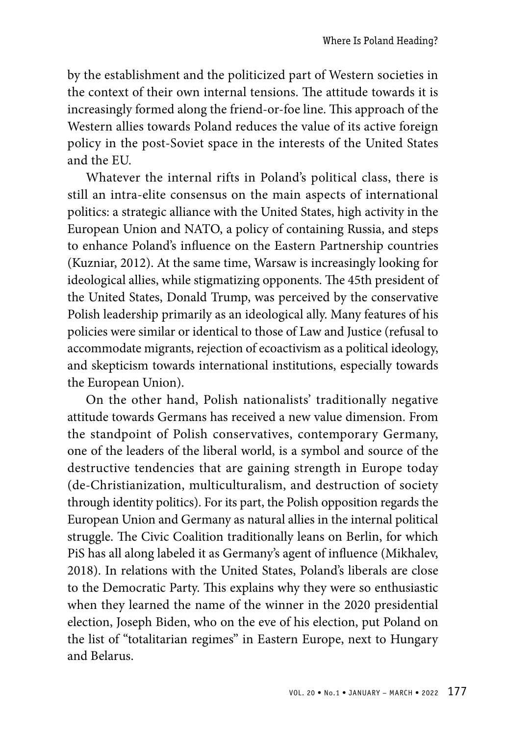by the establishment and the politicized part of Western societies in the context of their own internal tensions. The attitude towards it is increasingly formed along the friend-or-foe line. This approach of the Western allies towards Poland reduces the value of its active foreign policy in the post-Soviet space in the interests of the United States and the EU.

Whatever the internal rifts in Poland's political class, there is still an intra-elite consensus on the main aspects of international politics: a strategic alliance with the United States, high activity in the European Union and NATO, a policy of containing Russia, and steps to enhance Poland's influence on the Eastern Partnership countries (Kuzniar, 2012). At the same time, Warsaw is increasingly looking for ideological allies, while stigmatizing opponents. The 45th president of the United States, Donald Trump, was perceived by the conservative Polish leadership primarily as an ideological ally. Many features of his policies were similar or identical to those of Law and Justice (refusal to accommodate migrants, rejection of ecoactivism as a political ideology, and skepticism towards international institutions, especially towards the European Union).

On the other hand, Polish nationalists' traditionally negative attitude towards Germans has received a new value dimension. From the standpoint of Polish conservatives, contemporary Germany, one of the leaders of the liberal world, is a symbol and source of the destructive tendencies that are gaining strength in Europe today (de-Christianization, multiculturalism, and destruction of society through identity politics). For its part, the Polish opposition regards the European Union and Germany as natural allies in the internal political struggle. The Civic Coalition traditionally leans on Berlin, for which PiS has all along labeled it as Germany's agent of influence (Mikhalev, 2018). In relations with the United States, Poland's liberals are close to the Democratic Party. This explains why they were so enthusiastic when they learned the name of the winner in the 2020 presidential election, Joseph Biden, who on the eve of his election, put Poland on the list of "totalitarian regimes" in Eastern Europe, next to Hungary and Belarus.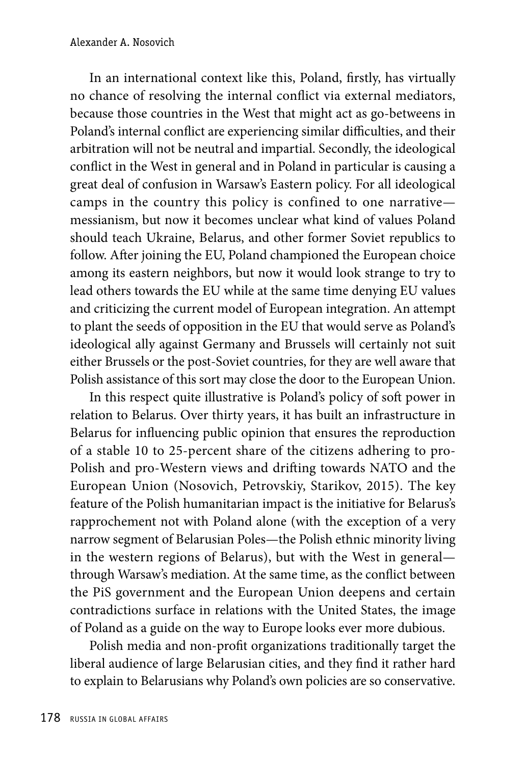In an international context like this, Poland, firstly, has virtually no chance of resolving the internal conflict via external mediators, because those countries in the West that might act as go-betweens in Poland's internal conflict are experiencing similar difficulties, and their arbitration will not be neutral and impartial. Secondly, the ideological conflict in the West in general and in Poland in particular is causing a great deal of confusion in Warsaw's Eastern policy. For all ideological camps in the country this policy is confined to one narrative—messianism, but now it becomes unclear what kind of values Poland should teach Ukraine, Belarus, and other former Soviet republics to follow. After joining the EU, Poland championed the European choice among its eastern neighbors, but now it would look strange to try to lead others towards the EU while at the same time denying EU values and criticizing the current model of European integration. An attempt to plant the seeds of opposition in the EU that would serve as Poland's ideological ally against Germany and Brussels will certainly not suit either Brussels or the post-Soviet countries, for they are well aware that Polish assistance of this sort may close the door to the European Union.

In this respect quite illustrative is Poland's policy of soft power in relation to Belarus. Over thirty years, it has built an infrastructure in Belarus for influencing public opinion that ensures the reproduction of a stable 10 to 25-percent share of the citizens adhering to pro-Polish and pro-Western views and drifting towards NATO and the European Union (Nosovich, Petrovskiy, Starikov, 2015). The key feature of the Polish humanitarian impact is the initiative for Belarus's rapprochement not with Poland alone (with the exception of a very narrow segment of Belarusian Poles—the Polish ethnic minority living in the western regions of Belarus), but with the West in general—through Warsaw's mediation. At the same time, as the conflict between the PiS government and the European Union deepens and certain contradictions surface in relations with the United States, the image of Poland as a guide on the way to Europe looks ever more dubious.

Polish media and non-profit organizations traditionally target the liberal audience of large Belarusian cities, and they find it rather hard to explain to Belarusians why Poland's own policies are so conservative.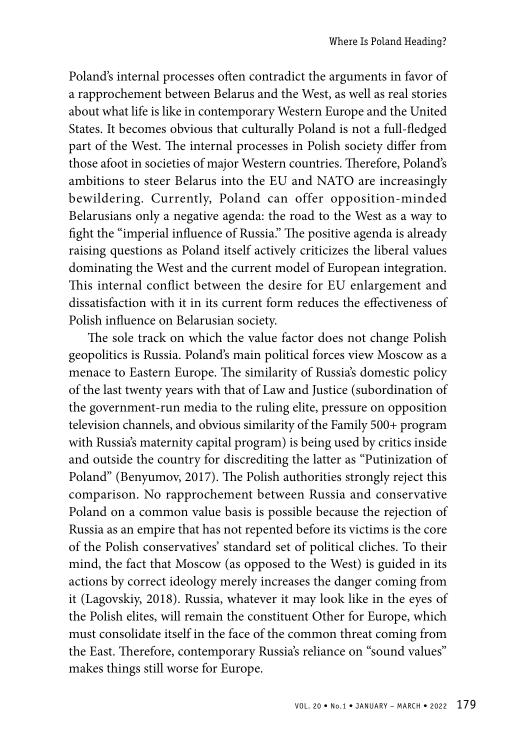Poland's internal processes often contradict the arguments in favor of a rapprochement between Belarus and the West, as well as real stories about what life is like in contemporary Western Europe and the United States. It becomes obvious that culturally Poland is not a full-fledged part of the West. The internal processes in Polish society differ from those afoot in societies of major Western countries. Therefore, Poland's ambitions to steer Belarus into the EU and NATO are increasingly bewildering. Currently, Poland can offer opposition-minded Belarusians only a negative agenda: the road to the West as a way to fight the "imperial influence of Russia." The positive agenda is already raising questions as Poland itself actively criticizes the liberal values dominating the West and the current model of European integration. This internal conflict between the desire for EU enlargement and dissatisfaction with it in its current form reduces the effectiveness of Polish influence on Belarusian society.

The sole track on which the value factor does not change Polish geopolitics is Russia. Poland's main political forces view Moscow as a menace to Eastern Europe. The similarity of Russia's domestic policy of the last twenty years with that of Law and Justice (subordination of the government-run media to the ruling elite, pressure on opposition television channels, and obvious similarity of the Family 500+ program with Russia's maternity capital program) is being used by critics inside and outside the country for discrediting the latter as "Putinization of Poland" (Benyumov, 2017). The Polish authorities strongly reject this comparison. No rapprochement between Russia and conservative Poland on a common value basis is possible because the rejection of Russia as an empire that has not repented before its victims is the core of the Polish conservatives' standard set of political cliches. To their mind, the fact that Moscow (as opposed to the West) is guided in its actions by correct ideology merely increases the danger coming from it (Lagovskiy, 2018). Russia, whatever it may look like in the eyes of the Polish elites, will remain the constituent Other for Europe, which must consolidate itself in the face of the common threat coming from the East. Therefore, contemporary Russia's reliance on "sound values" makes things still worse for Europe.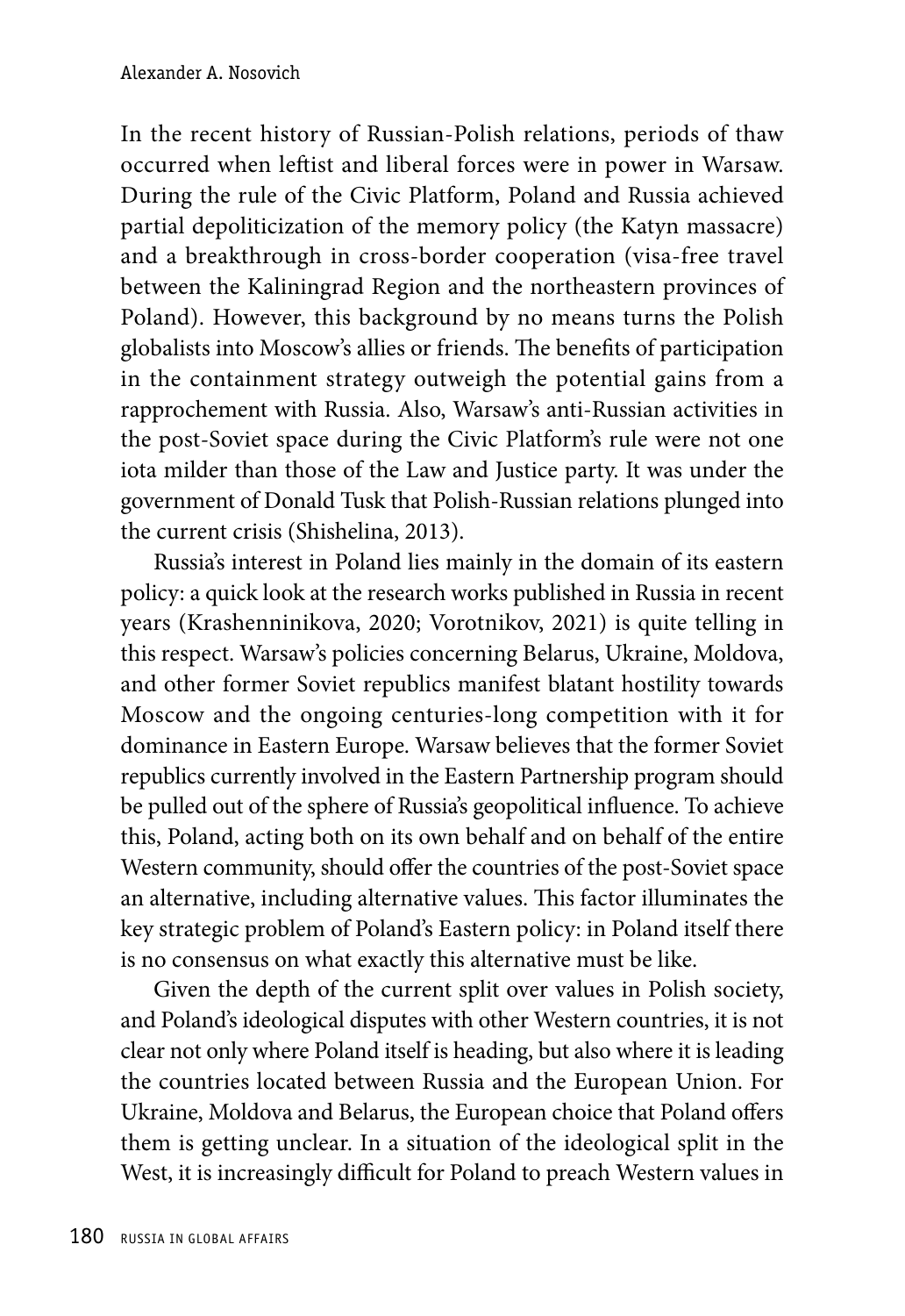In the recent history of Russian-Polish relations, periods of thaw occurred when leftist and liberal forces were in power in Warsaw. During the rule of the Civic Platform, Poland and Russia achieved partial depoliticization of the memory policy (the Katyn massacre) and a breakthrough in cross-border cooperation (visa-free travel between the Kaliningrad Region and the northeastern provinces of Poland). However, this background by no means turns the Polish globalists into Moscow's allies or friends. The benefits of participation in the containment strategy outweigh the potential gains from a rapprochement with Russia. Also, Warsaw's anti-Russian activities in the post-Soviet space during the Civic Platform's rule were not one iota milder than those of the Law and Justice party. It was under the government of Donald Tusk that Polish-Russian relations plunged into the current crisis (Shishelina, 2013).

Russia's interest in Poland lies mainly in the domain of its eastern policy: a quick look at the research works published in Russia in recent years (Krashenninikova, 2020; Vorotnikov, 2021) is quite telling in this respect. Warsaw's policies concerning Belarus, Ukraine, Moldova, and other former Soviet republics manifest blatant hostility towards Moscow and the ongoing centuries-long competition with it for dominance in Eastern Europe. Warsaw believes that the former Soviet republics currently involved in the Eastern Partnership program should be pulled out of the sphere of Russia's geopolitical influence. To achieve this, Poland, acting both on its own behalf and on behalf of the entire Western community, should offer the countries of the post-Soviet space an alternative, including alternative values. This factor illuminates the key strategic problem of Poland's Eastern policy: in Poland itself there is no consensus on what exactly this alternative must be like.

Given the depth of the current split over values in Polish society, and Poland's ideological disputes with other Western countries, it is not clear not only where Poland itself is heading, but also where it is leading the countries located between Russia and the European Union. For Ukraine, Moldova and Belarus, the European choice that Poland offers them is getting unclear. In a situation of the ideological split in the West, it is increasingly difficult for Poland to preach Western values in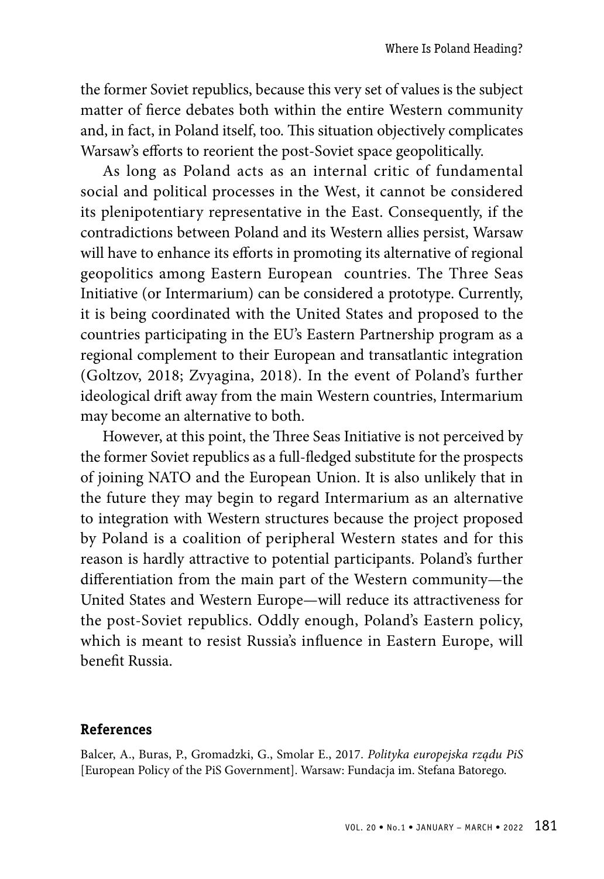the former Soviet republics, because this very set of values is the subject matter of fierce debates both within the entire Western community and, in fact, in Poland itself, too. This situation objectively complicates Warsaw's efforts to reorient the post-Soviet space geopolitically.

As long as Poland acts as an internal critic of fundamental social and political processes in the West, it cannot be considered its plenipotentiary representative in the East. Consequently, if the contradictions between Poland and its Western allies persist, Warsaw will have to enhance its efforts in promoting its alternative of regional geopolitics among Eastern European countries. The Three Seas Initiative (or Intermarium) can be considered a prototype. Currently, it is being coordinated with the United States and proposed to the countries participating in the EU's Eastern Partnership program as a regional complement to their European and transatlantic integration (Goltzov, 2018; Zvyagina, 2018). In the event of Poland's further ideological drift away from the main Western countries, Intermarium may become an alternative to both.

However, at this point, the Three Seas Initiative is not perceived by the former Soviet republics as a full-fledged substitute for the prospects of joining NATO and the European Union. It is also unlikely that in the future they may begin to regard Intermarium as an alternative to integration with Western structures because the project proposed by Poland is a coalition of peripheral Western states and for this reason is hardly attractive to potential participants. Poland's further differentiation from the main part of the Western community—the United States and Western Europe—will reduce its attractiveness for the post-Soviet republics. Oddly enough, Poland's Eastern policy, which is meant to resist Russia's influence in Eastern Europe, will benefit Russia.

## References

Balcer, A., Buras, P., Gromadzki, G., Smolar E., 2017. *Polityka europejska rządu PiS* [European Policy of the PiS Government]. Warsaw: Fundacja im. Stefana Batorego.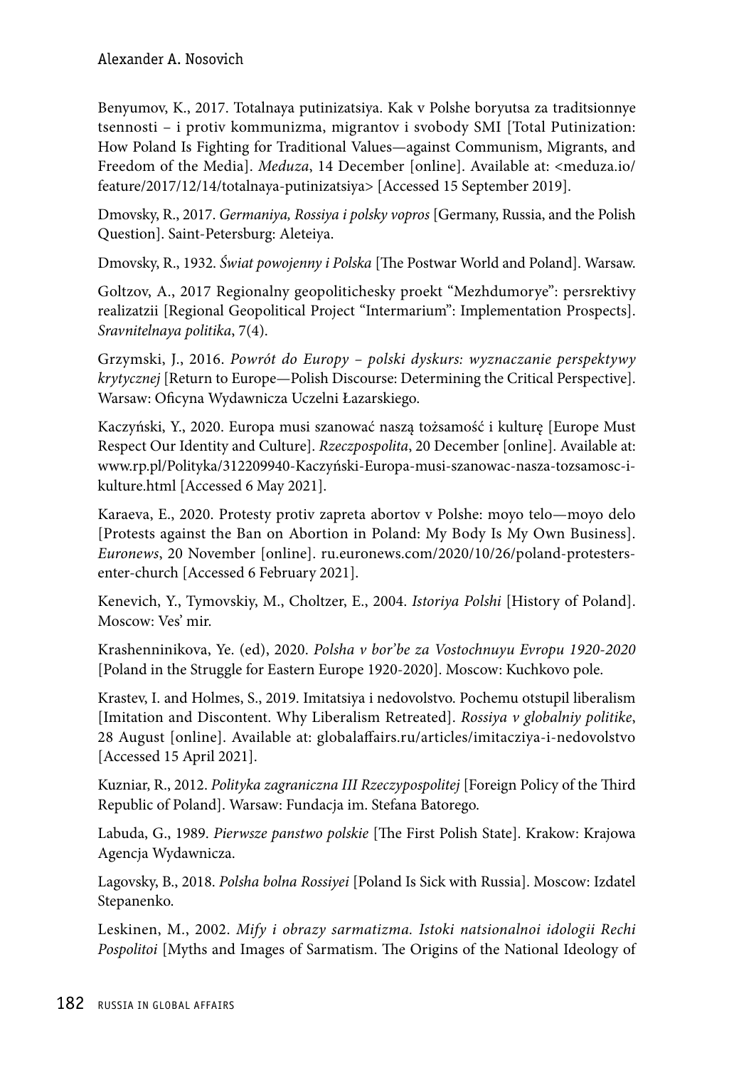Benyumov, K., 2017. Totalnaya putinizatsiya. Kak v Polshe boryutsa za traditsionnye tsennosti – i protiv kommunizma, migrantov i svobody SMI [Total Putinization: How Poland Is Fighting for Traditional Values—against Communism, Migrants, and Freedom of the Media]. *Meduza*, 14 December [online]. Available at: <meduza.io/feature/2017/12/14/totalnaya-putinizatsiya> [Accessed 15 September 2019].

Dmovsky, R., 2017. *Germaniya, Rossiya i polsky vopros* [Germany, Russia, and the Polish Question]. Saint-Petersburg: Aleteiya.

Dmovsky, R., 1932. *Świat powojenny i Polska* [The Postwar World and Poland]. Warsaw.

Goltzov, A., 2017 Regionalny geopolitichesky proekt "Mezhdumorye": persrektivy realizatzii [Regional Geopolitical Project "Intermarium": Implementation Prospects]. *Sravnitelnaya politika*, 7(4).

Grzymski, J., 2016. *Powrót do Europy – polski dyskurs: wyznaczanie perspektywy krytycznej* [Return to Europe—Polish Discourse: Determining the Critical Perspective]. Warsaw: Oficyna Wydawnicza Uczelni Łazarskiego.

Kaczyński, Y., 2020. Europa musi szanować naszą tożsamość i kulturę [Europe Must Respect Our Identity and Culture]. *Rzeczpospolita*, 20 December [online]. Available at: www.rp.pl/Polityka/312209940-Kaczyński-Europa-musi-szanowac-nasza-tozsamosc-i-kulture.html [Accessed 6 May 2021].

Karaeva, E., 2020. Protesty protiv zapreta abortov v Polshe: moyo telo—moyo delo [Protests against the Ban on Abortion in Poland: My Body Is My Own Business]. *Euronews*, 20 November [online]. ru.euronews.com/2020/10/26/poland-protesters-enter-church [Accessed 6 February 2021].

Kenevich, Y., Tymovskiy, M., Choltzer, E., 2004. *Istoriya Polshi* [History of Poland]. Moscow: Ves' mir.

Krashenninikova, Ye. (ed), 2020. *Polsha v bor'be za Vostochnuyu Evropu 1920-2020* [Poland in the Struggle for Eastern Europe 1920-2020]. Moscow: Kuchkovo pole.

Krastev, I. and Holmes, S., 2019. Imitatsiya i nedovolstvo. Pochemu otstupil liberalism [Imitation and Discontent. Why Liberalism Retreated]. *Rossiya v globalniy politike*, 28 August [online]. Available at: globalaffairs.ru/articles/imitacziya-i-nedovolstvo [Accessed 15 April 2021].

Kuzniar, R., 2012. *Polityka zagraniczna III Rzeczypospolitej* [Foreign Policy of the Third Republic of Poland]. Warsaw: Fundacja im. Stefana Batorego.

Labuda, G., 1989. *Pierwsze panstwo polskie* [The First Polish State]. Krakow: Krajowa Agencja Wydawnicza.

Lagovsky, B., 2018. *Polsha bolna Rossiyei* [Poland Is Sick with Russia]. Moscow: Izdatel Stepanenko.

Leskinen, M., 2002. *Mify i obrazy sarmatizma. Istoki natsionalnoi idologii Rechi Pospolitoi* [Myths and Images of Sarmatism. The Origins of the National Ideology of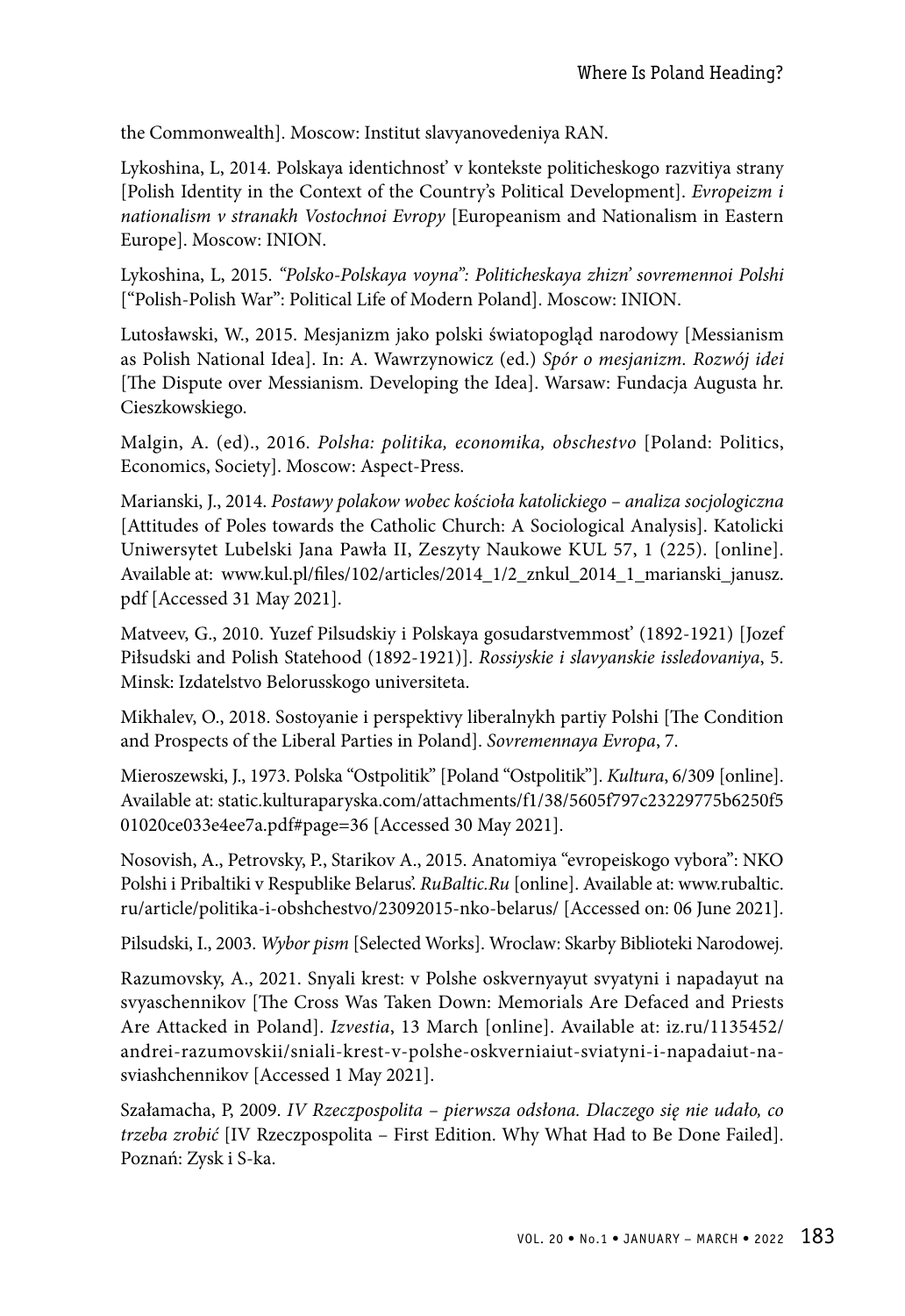the Commonwealth]. Moscow: Institut slavyanovedeniya RAN.

Lykoshina, L, 2014. Polskaya identichnost' v kontekste politicheskogo razvitiya strany [Polish Identity in the Context of the Country's Political Development]. *Evropeizm i nationalism v stranakh Vostochnoi Evropy* [Europeanism and Nationalism in Eastern Europe]. Moscow: INION.

Lykoshina, L, 2015. *"Polsko-Polskaya voyna": Politicheskaya zhizn' sovremennoi Polshi* ["Polish-Polish War": Political Life of Modern Poland]. Moscow: INION.

Lutosławski, W., 2015. Mesjanizm jako polski światopogląd narodowy [Messianism as Polish National Idea]. In: A. Wawrzynowicz (ed.) *Spór o mesjanizm. Rozwój idei* [The Dispute over Messianism. Developing the Idea]. Warsaw: Fundacja Augusta hr. Cieszkowskiego.

Malgin, A. (ed)., 2016. *Polsha: politika, economika, obschestvo* [Poland: Politics, Economics, Society]. Moscow: Aspect-Press.

Marianski, J., 2014. *Postawy polakow wobec kościoła katolickiego – analiza socjologiczna* [Attitudes of Poles towards the Catholic Church: A Sociological Analysis]. Katolicki Uniwersytet Lubelski Jana Pawła II, Zeszyty Naukowe KUL 57, 1 (225). [online]. Available at: www.kul.pl/files/102/articles/2014_1/2_znkul_2014_1_marianski_janusz.pdf [Accessed 31 May 2021].

Matveev, G., 2010. Yuzef Pilsudskiy i Polskaya gosudarstvemmost' (1892-1921) [Jozef Piłsudski and Polish Statehood (1892-1921)]. *Rossiyskie i slavyanskie issledovaniya*, 5. Minsk: Izdatelstvo Belorusskogo universiteta.

Mikhalev, O., 2018. Sostoyanie i perspektivy liberalnykh partiy Polshi [The Condition and Prospects of the Liberal Parties in Poland]. *Sovremennaya Evropa*, 7.

Mieroszewski, J., 1973. Polska "Ostpolitik" [Poland "Ostpolitik"]. *Kultura*, 6/309 [online]. Available at: static.kulturaparyska.com/attachments/f1/38/5605f797c23229775b6250f501020ce033e4ee7a.pdf#page=36 [Accessed 30 May 2021].

Nosovish, A., Petrovsky, P., Starikov A., 2015. Anatomiya "evropeiskogo vybora": NKO Polshi i Pribaltiki v Respublike Belarus'. *RuBaltic.Ru* [online]. Available at: www.rubaltic.ru/article/politika-i-obshchestvo/23092015-nko-belarus/ [Accessed on: 06 June 2021].

Pilsudski, I., 2003. *Wybor pism* [Selected Works]. Wroclaw: Skarby Biblioteki Narodowej.

Razumovsky, A., 2021. Snyali krest: v Polshe oskvernyayut svyatyni i napadayut na svyaschennikov [The Cross Was Taken Down: Memorials Are Defaced and Priests Are Attacked in Poland]. *Izvestia*, 13 March [online]. Available at: iz.ru/1135452/andrei-razumovskii/sniali-krest-v-polshe-oskverniaiut-sviatyni-i-napadaiut-na-sviashchennikov [Accessed 1 May 2021].

Szałamacha, P, 2009. *IV Rzeczpospolita – pierwsza odsłona. Dlaczego się nie udało, co trzeba zrobić* [IV Rzeczpospolita – First Edition. Why What Had to Be Done Failed]. Poznań: Zysk i S-ka.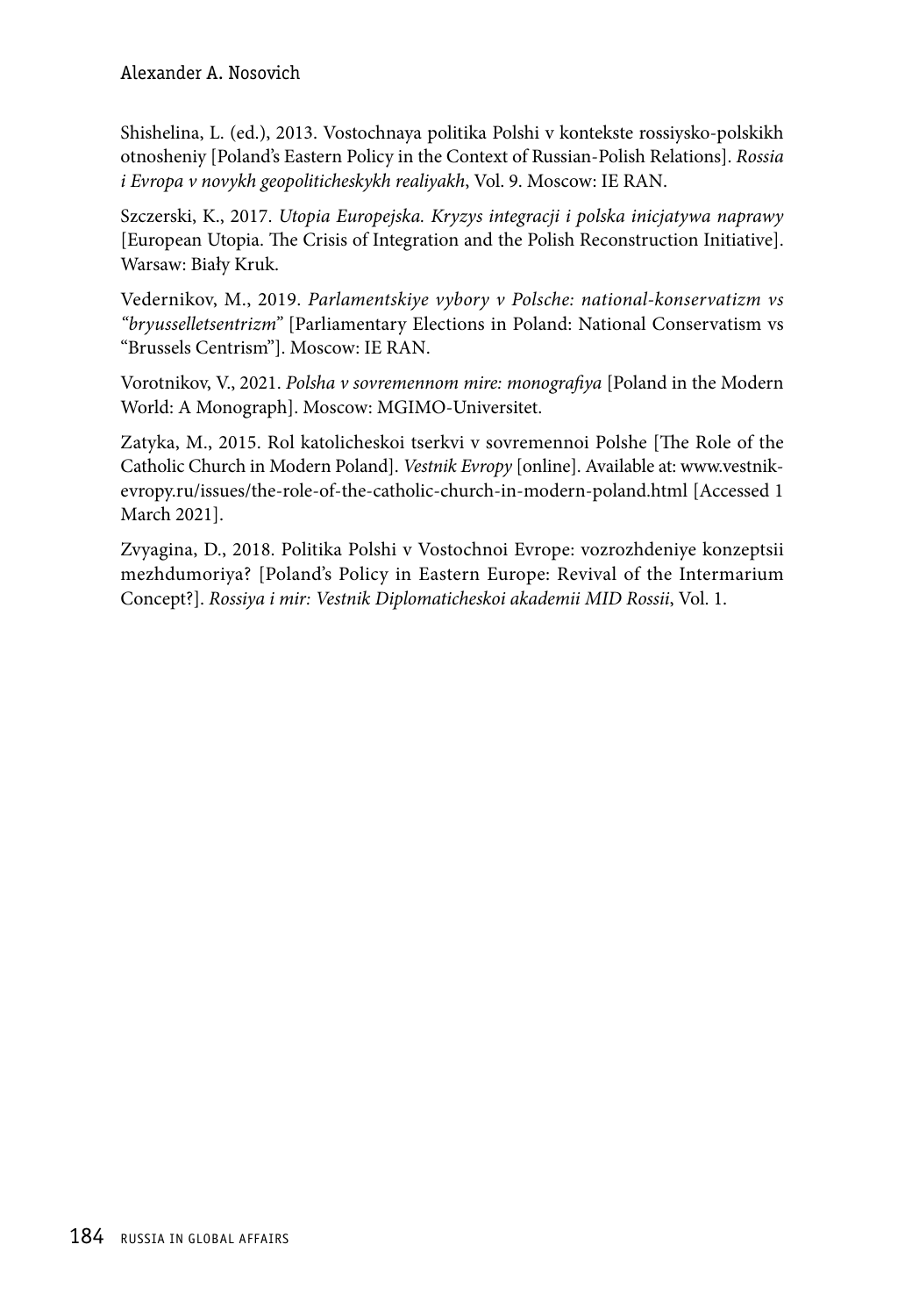Shishelina, L. (ed.), 2013. Vostochnaya politika Polshi v kontekste rossiysko-polskikh otnosheniy [Poland's Eastern Policy in the Context of Russian-Polish Relations]. *Rossia i Evropa v novykh geopoliticheskykh realiyakh*, Vol. 9. Moscow: IE RAN.

Szczerski, K., 2017. *Utopia Europejska. Kryzys integracji i polska inicjatywa naprawy* [European Utopia. The Crisis of Integration and the Polish Reconstruction Initiative]. Warsaw: Biały Kruk.

Vedernikov, M., 2019. *Parlamentskiye vybory v Polsche: national-konservatizm vs "bryusselletsentrizm"* [Parliamentary Elections in Poland: National Conservatism vs "Brussels Centrism"]. Moscow: IE RAN.

Vorotnikov, V., 2021. *Polsha v sovremennom mire: monografiya* [Poland in the Modern World: A Monograph]. Moscow: MGIMO-Universitet.

Zatyka, M., 2015. Rol katolicheskoi tserkvi v sovremennoi Polshe [The Role of the Catholic Church in Modern Poland]. *Vestnik Evropy* [online]. Available at: www.vestnik-evropy.ru/issues/the-role-of-the-catholic-church-in-modern-poland.html [Accessed 1 March 2021].

Zvyagina, D., 2018. Politika Polshi v Vostochnoi Evrope: vozrozhdeniye konzeptsii mezhdumoriya? [Poland's Policy in Eastern Europe: Revival of the Intermarium Concept?]. *Rossiya i mir: Vestnik Diplomaticheskoi akademii MID Rossii*, Vol. 1.